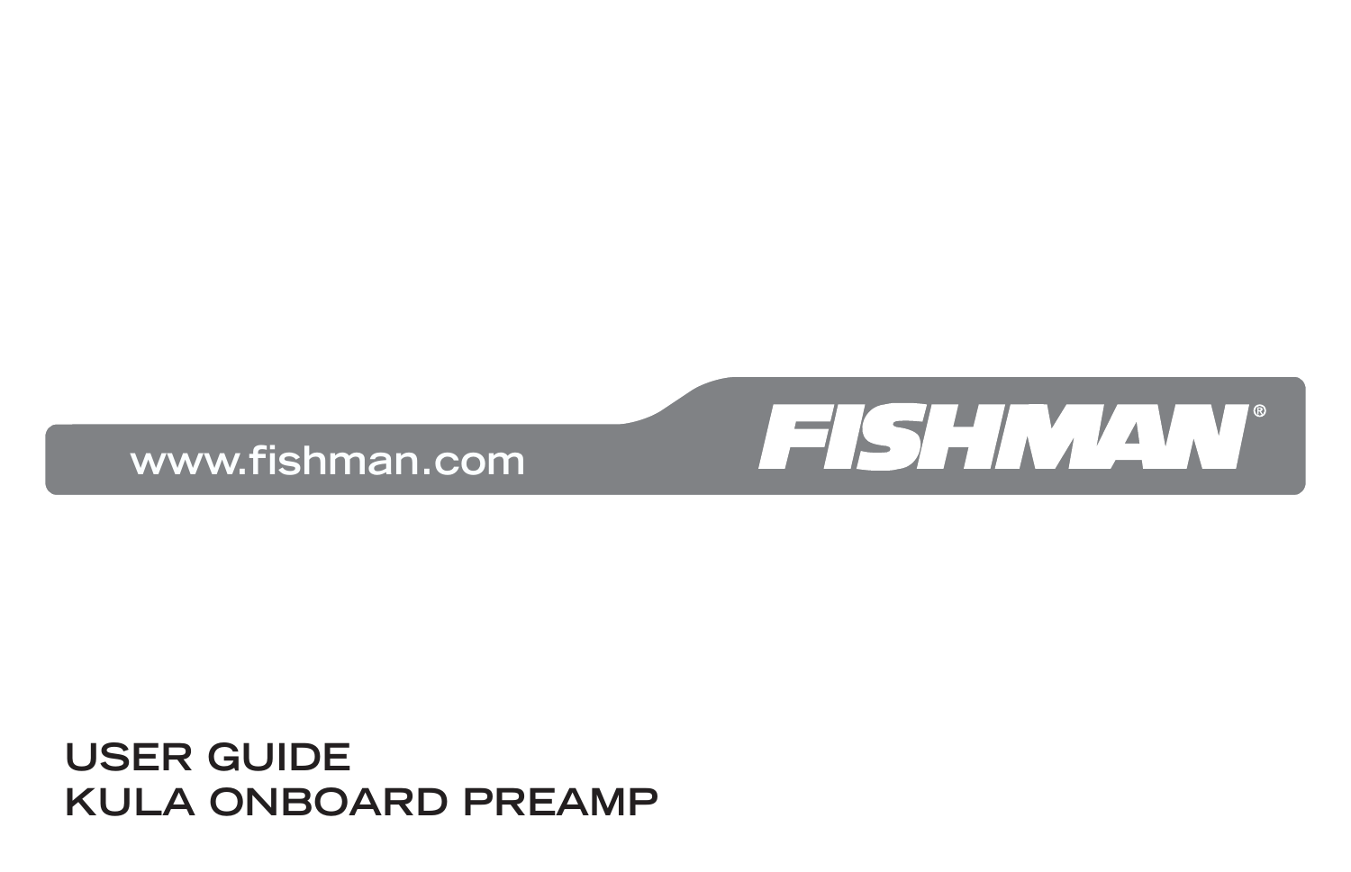www.fishman.com

FISHMAN®

# USER GUIDE
# KULA ONBOARD PREAMP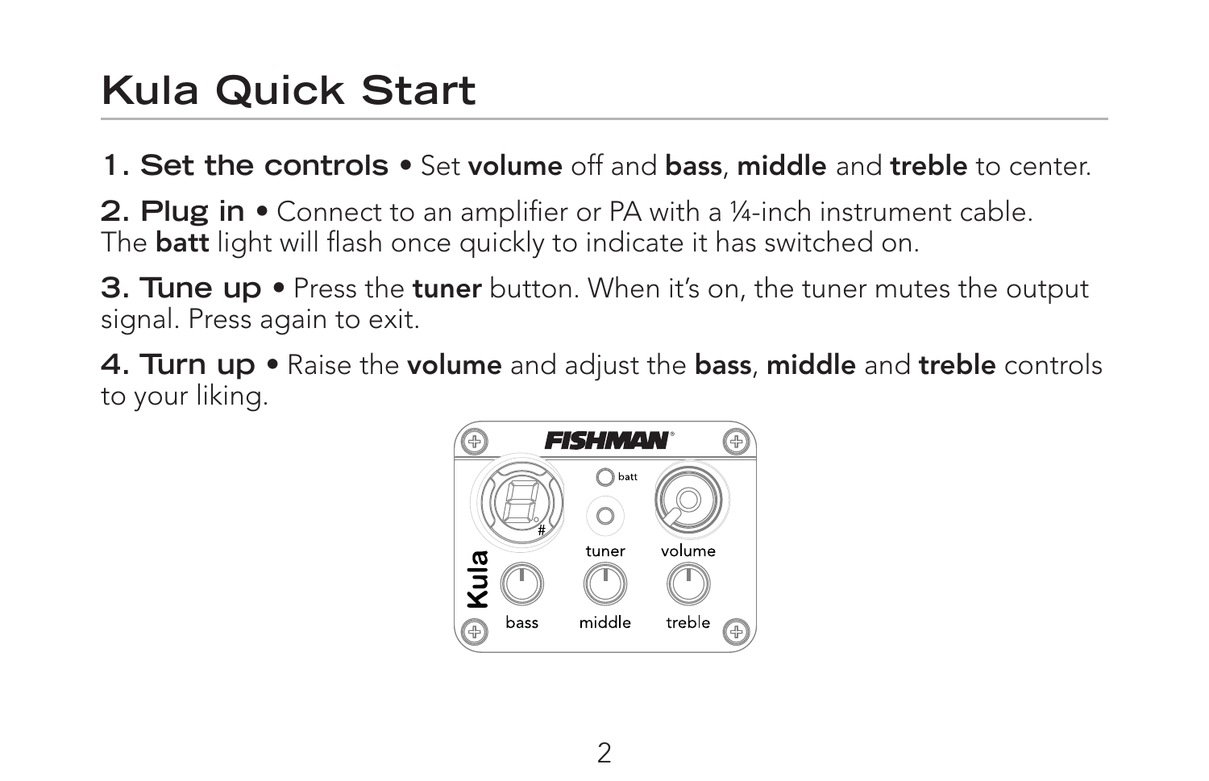# Kula Quick Start

**1. Set the controls** • Set **volume** off and **bass**, **middle** and **treble** to center.

**2. Plug in** • Connect to an amplifier or PA with a ¼-inch instrument cable. The **batt** light will flash once quickly to indicate it has switched on.

**3. Tune up** • Press the **tuner** button. When it's on, the tuner mutes the output signal. Press again to exit.

**4. Turn up** • Raise the **volume** and adjust the **bass**, **middle** and **treble** controls to your liking.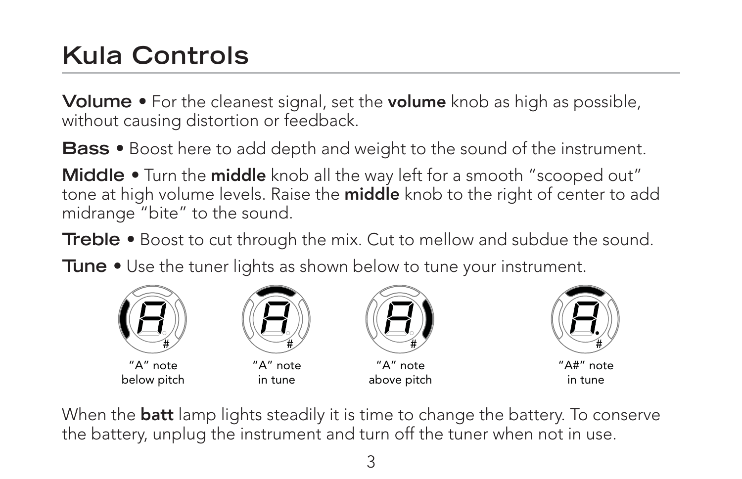# Kula Controls

**Volume** • For the cleanest signal, set the **volume** knob as high as possible, without causing distortion or feedback.

**Bass** • Boost here to add depth and weight to the sound of the instrument.

**Middle** • Turn the **middle** knob all the way left for a smooth "scooped out" tone at high volume levels. Raise the **middle** knob to the right of center to add midrange "bite" to the sound.

**Treble** • Boost to cut through the mix. Cut to mellow and subdue the sound.

**Tune** • Use the tuner lights as shown below to tune your instrument.

"A" note below pitch

"A" note in tune

"A" note above pitch

"A#" note in tune

When the **batt** lamp lights steadily it is time to change the battery. To conserve the battery, unplug the instrument and turn off the tuner when not in use.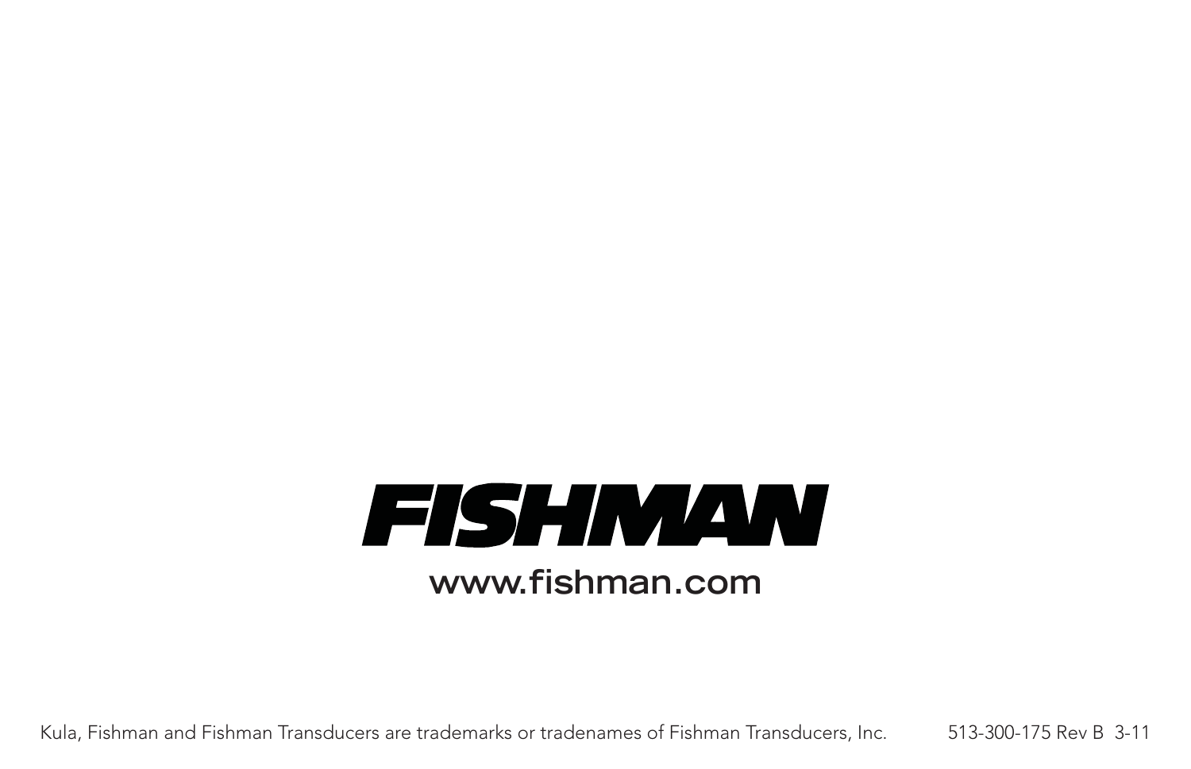FISHMAN

www.fishman.com

Kula, Fishman and Fishman Transducers are trademarks or tradenames of Fishman Transducers, Inc.

513-300-175 Rev B 3-11